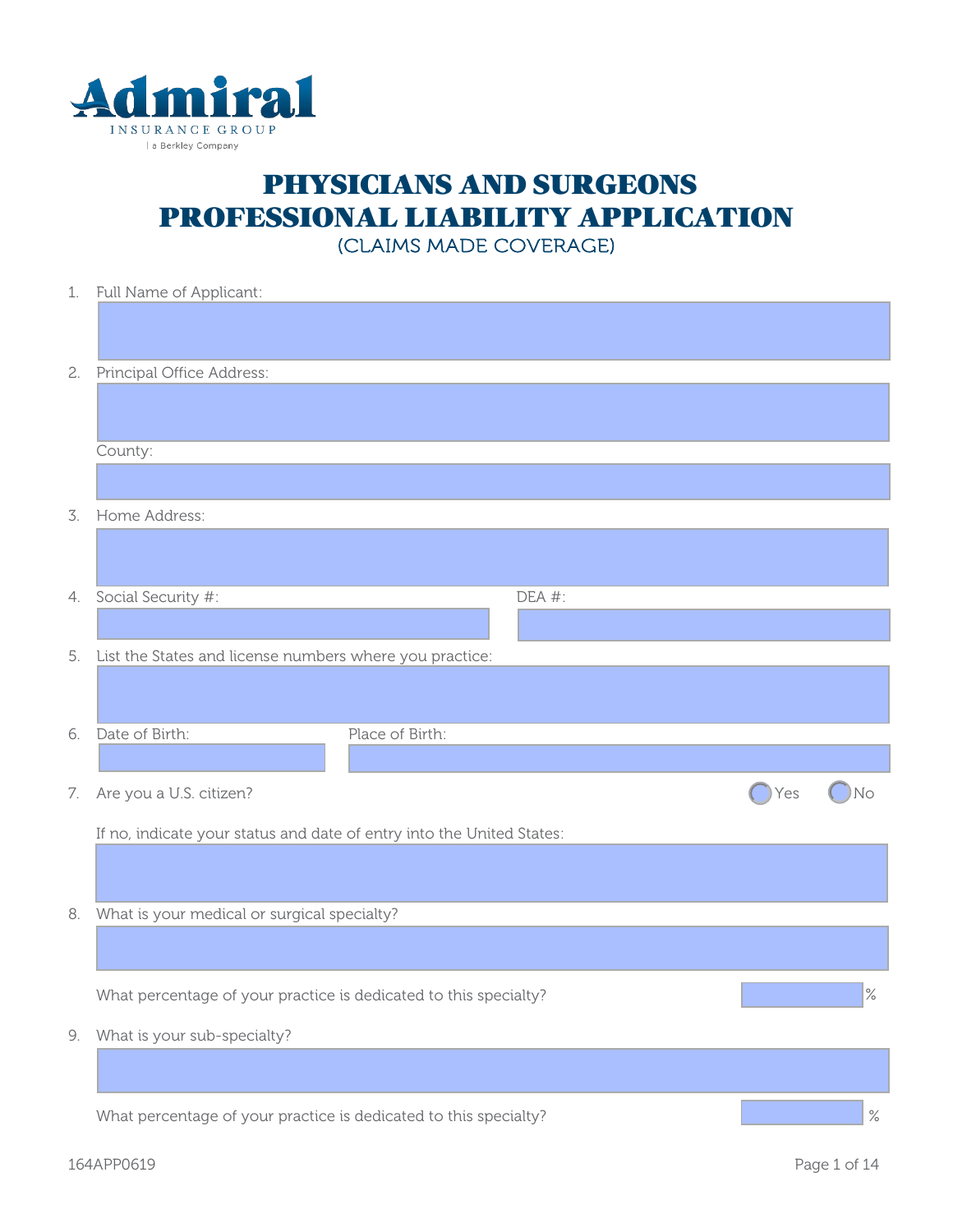Admiral

INSURANCE GROUP

a Berkley Company

# PHYSICIANS AND SURGEONS PROFESSIONAL LIABILITY APPLICATION

(CLAIMS MADE COVERAGE)

1. Full Name of Applicant:

2. Principal Office Address:

   County:

3. Home Address:

4. Social Security #: DEA #:

5. List the States and license numbers where you practice:

6. Date of Birth: Place of Birth:

7. Are you a U.S. citizen? Yes No

   If no, indicate your status and date of entry into the United States:

8. What is your medical or surgical specialty?

   What percentage of your practice is dedicated to this specialty? %

9. What is your sub-specialty?

   What percentage of your practice is dedicated to this specialty? %

164APP0619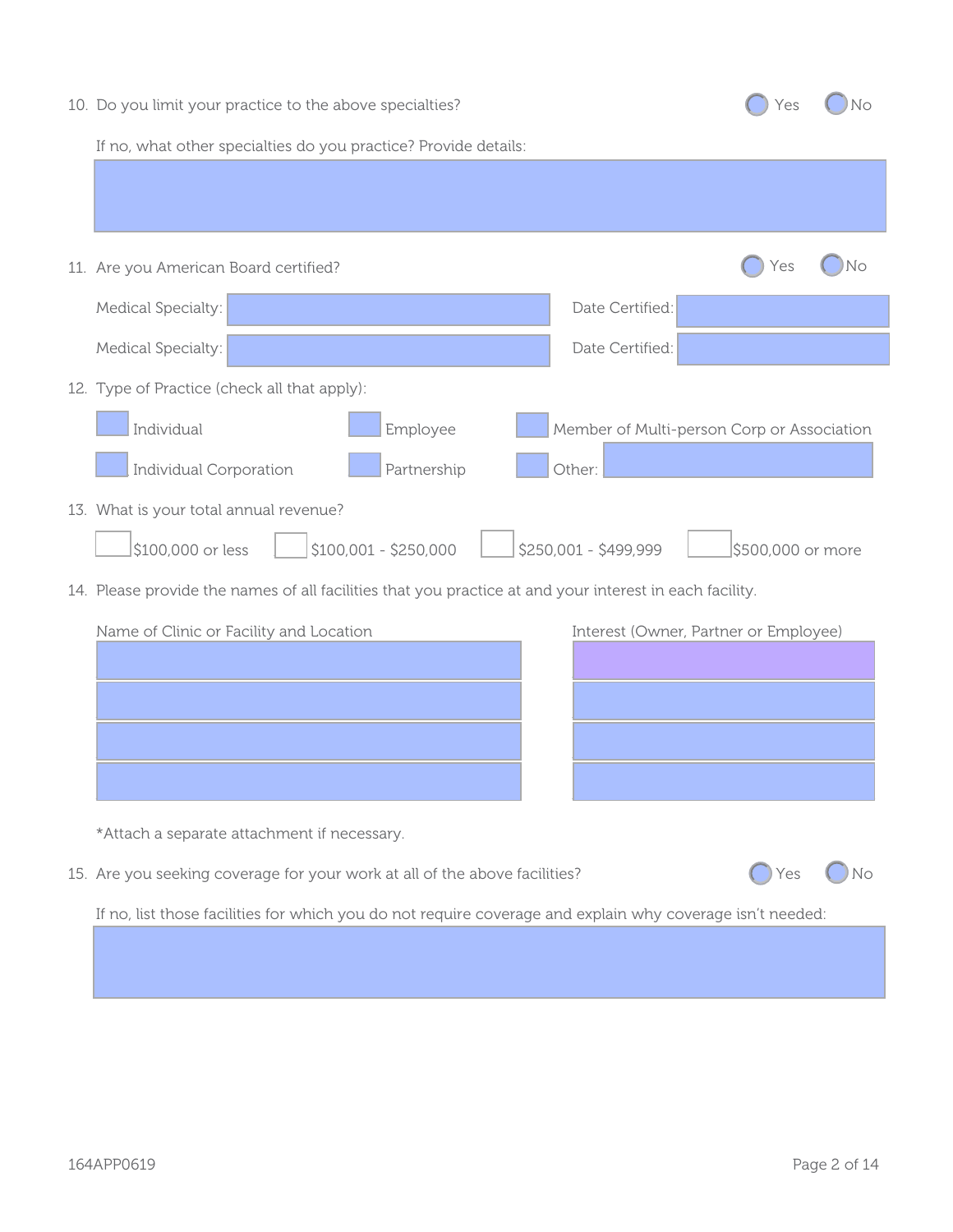10. Do you limit your practice to the above specialties? ◯ Yes ◯ No

    If no, what other specialties do you practice? Provide details:

11. Are you American Board certified? ◯ Yes ◯ No

    Medical Specialty: ____________ Date Certified: ____________

    Medical Specialty: ____________ Date Certified: ____________

12. Type of Practice (check all that apply):

    ☐ Individual ☐ Employee ☐ Member of Multi-person Corp or Association

    ☐ Individual Corporation ☐ Partnership ☐ Other: ____________

13. What is your total annual revenue?

    ☐ $100,000 or less ☐ $100,001 - $250,000 ☐ $250,001 - $499,999 ☐ $500,000 or more

14. Please provide the names of all facilities that you practice at and your interest in each facility.

| Name of Clinic or Facility and Location | Interest (Owner, Partner or Employee) |
| --- | --- |
| | |
| | |
| | |
| | |

    *Attach a separate attachment if necessary.

15. Are you seeking coverage for your work at all of the above facilities? ◯ Yes ◯ No

    If no, list those facilities for which you do not require coverage and explain why coverage isn't needed:

164APP0619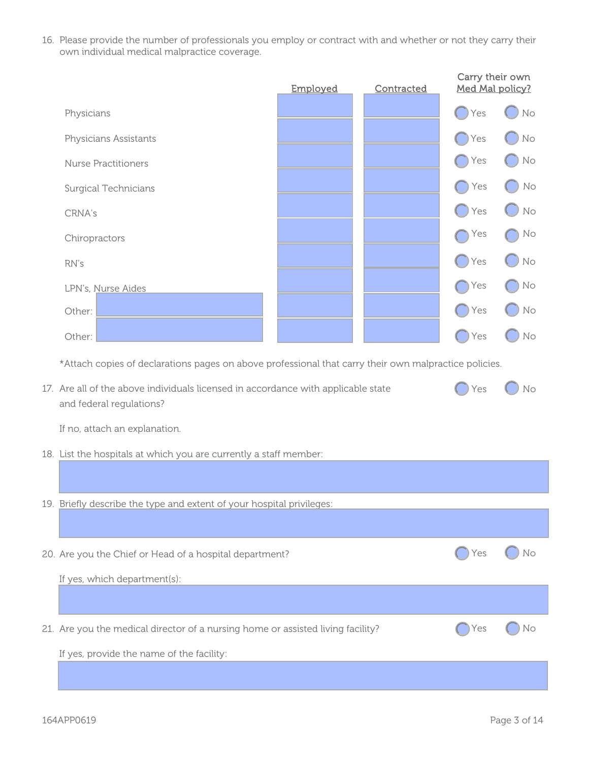16. Please provide the number of professionals you employ or contract with and whether or not they carry their own individual medical malpractice coverage.

| | Employed | Contracted | Carry their own Med Mal policy? |
|---|---|---|---|
| Physicians | | | Yes / No |
| Physicians Assistants | | | Yes / No |
| Nurse Practitioners | | | Yes / No |
| Surgical Technicians | | | Yes / No |
| CRNA's | | | Yes / No |
| Chiropractors | | | Yes / No |
| RN's | | | Yes / No |
| LPN's, Nurse Aides | | | Yes / No |
| Other: | | | Yes / No |
| Other: | | | Yes / No |

*Attach copies of declarations pages on above professional that carry their own malpractice policies.

17. Are all of the above individuals licensed in accordance with applicable state and federal regulations? Yes / No

    If no, attach an explanation.

18. List the hospitals at which you are currently a staff member:

19. Briefly describe the type and extent of your hospital privileges:

20. Are you the Chief or Head of a hospital department? Yes / No

    If yes, which department(s):

21. Are you the medical director of a nursing home or assisted living facility? Yes / No

    If yes, provide the name of the facility:

164APP0619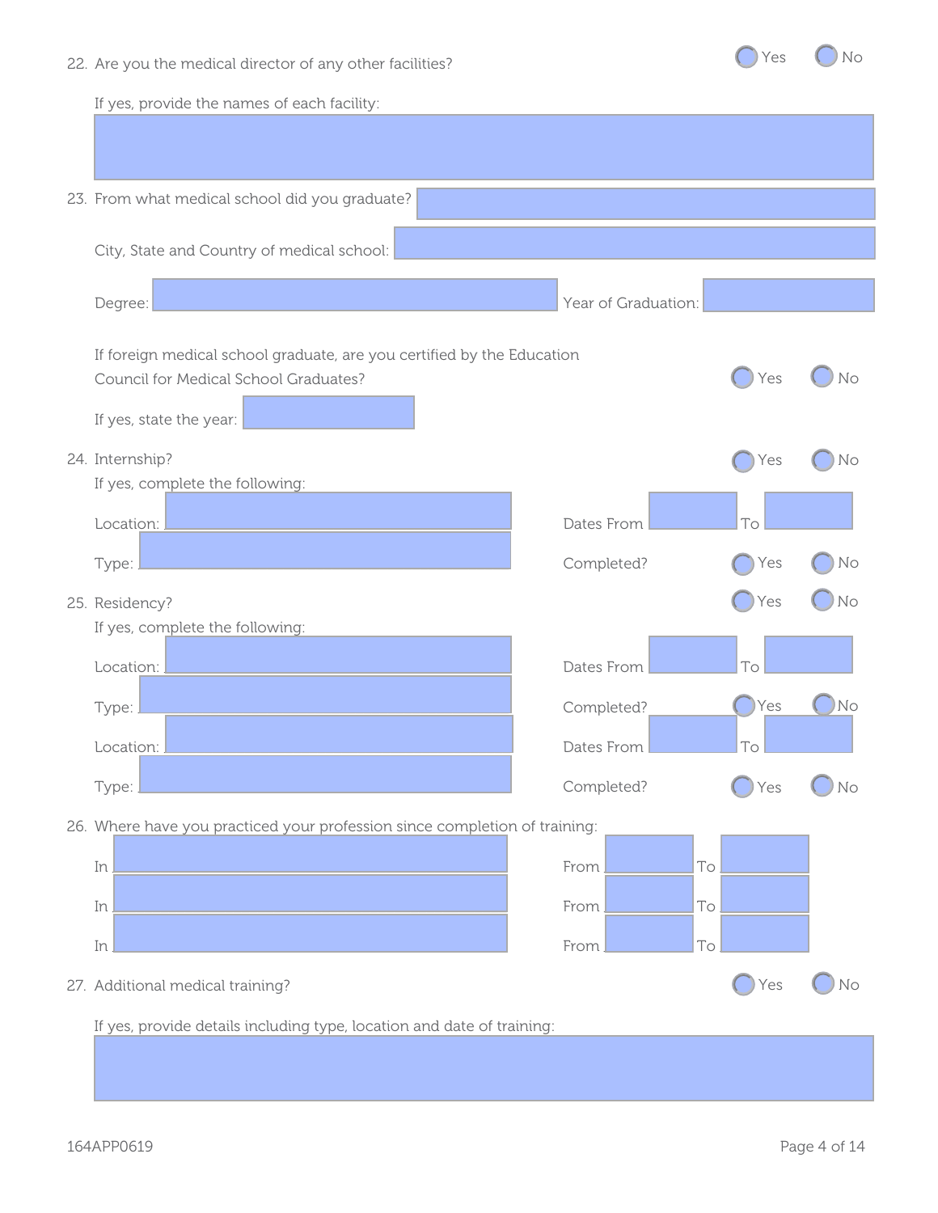22. Are you the medical director of any other facilities? ◯ Yes ◯ No

    If yes, provide the names of each facility:

23. From what medical school did you graduate?

    City, State and Country of medical school:

    Degree: Year of Graduation:

    If foreign medical school graduate, are you certified by the Education Council for Medical School Graduates? ◯ Yes ◯ No

    If yes, state the year:

24. Internship? ◯ Yes ◯ No

    If yes, complete the following:

    Location: Dates From To

    Type: Completed? ◯ Yes ◯ No

25. Residency? ◯ Yes ◯ No

    If yes, complete the following:

    Location: Dates From To

    Type: Completed? ◯ Yes ◯ No

    Location: Dates From To

    Type: Completed? ◯ Yes ◯ No

26. Where have you practiced your profession since completion of training:

    In From To

    In From To

    In From To

27. Additional medical training? ◯ Yes ◯ No

    If yes, provide details including type, location and date of training:

164APP0619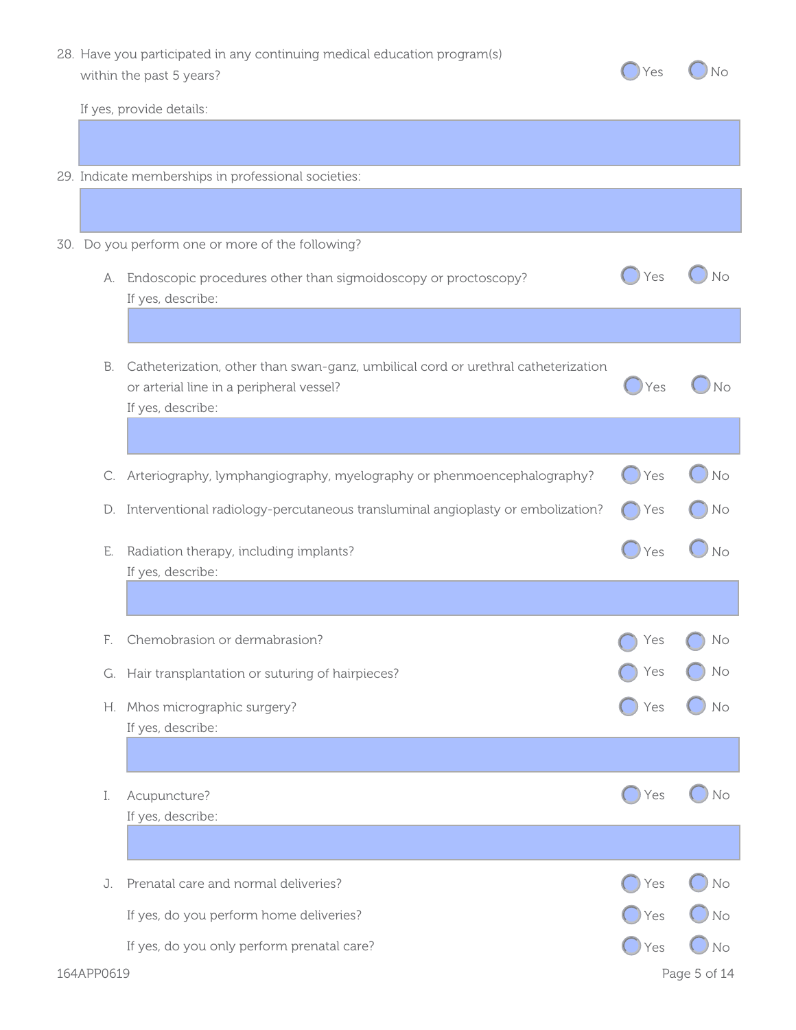28. Have you participated in any continuing medical education program(s) within the past 5 years? ◯ Yes ◯ No

    If yes, provide details:

29. Indicate memberships in professional societies:

30. Do you perform one or more of the following?

    A. Endoscopic procedures other than sigmoidoscopy or proctoscopy? ◯ Yes ◯ No
       If yes, describe:

    B. Catheterization, other than swan-ganz, umbilical cord or urethral catheterization or arterial line in a peripheral vessel? ◯ Yes ◯ No
       If yes, describe:

    C. Arteriography, lymphangiography, myelography or phenmoencephalography? ◯ Yes ◯ No

    D. Interventional radiology-percutaneous transluminal angioplasty or embolization? ◯ Yes ◯ No

    E. Radiation therapy, including implants? ◯ Yes ◯ No
       If yes, describe:

    F. Chemobrasion or dermabrasion? ◯ Yes ◯ No

    G. Hair transplantation or suturing of hairpieces? ◯ Yes ◯ No

    H. Mhos micrographic surgery? ◯ Yes ◯ No
       If yes, describe:

    I. Acupuncture? ◯ Yes ◯ No
       If yes, describe:

    J. Prenatal care and normal deliveries? ◯ Yes ◯ No

       If yes, do you perform home deliveries? ◯ Yes ◯ No

       If yes, do you only perform prenatal care? ◯ Yes ◯ No

164APP0619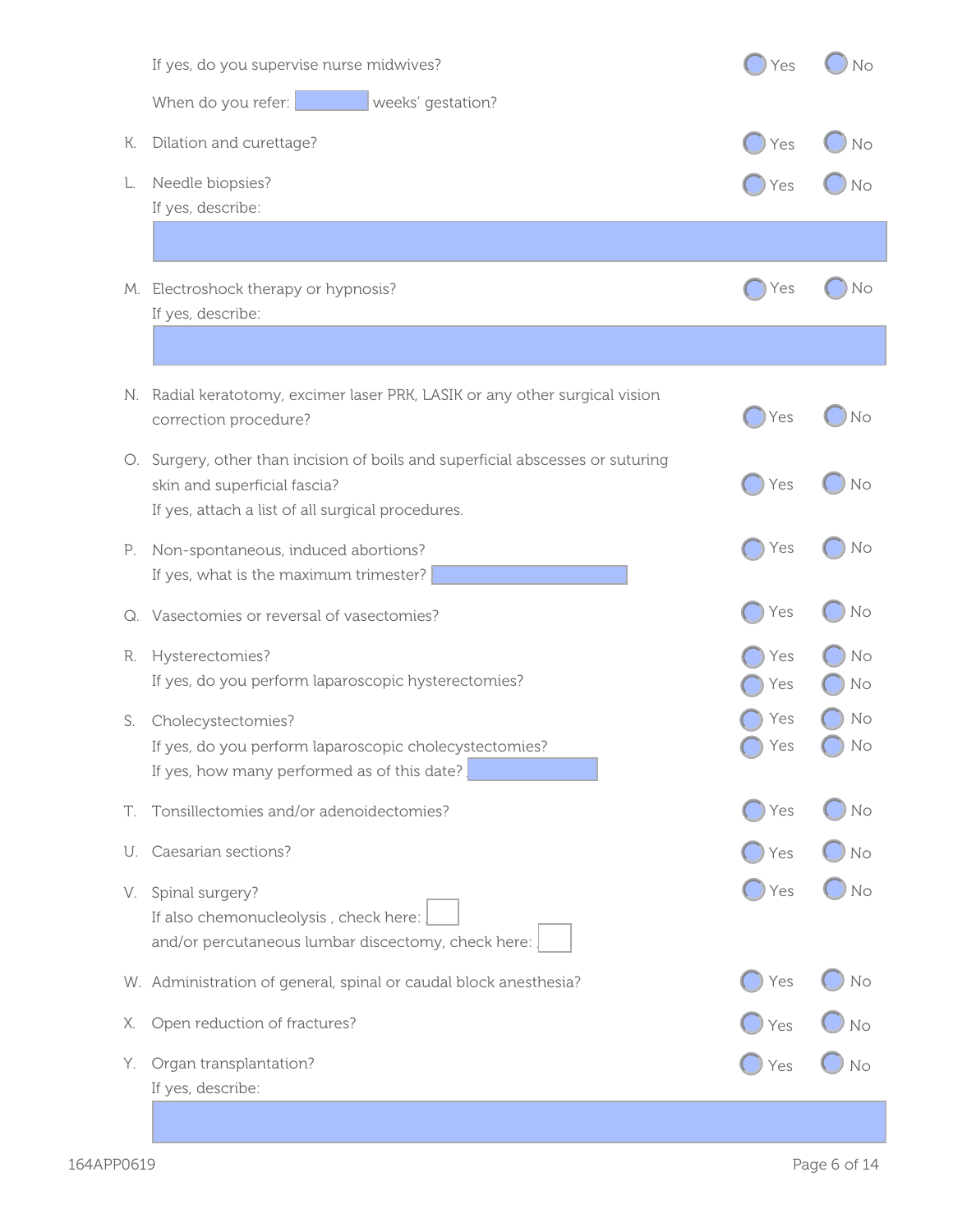If yes, do you supervise nurse midwives? ◯ Yes ◯ No

When do you refer: ________ weeks' gestation?

K. Dilation and curettage? ◯ Yes ◯ No

L. Needle biopsies? ◯ Yes ◯ No
If yes, describe:

M. Electroshock therapy or hypnosis? ◯ Yes ◯ No
If yes, describe:

N. Radial keratotomy, excimer laser PRK, LASIK or any other surgical vision correction procedure? ◯ Yes ◯ No

O. Surgery, other than incision of boils and superficial abscesses or suturing skin and superficial fascia? ◯ Yes ◯ No
If yes, attach a list of all surgical procedures.

P. Non-spontaneous, induced abortions? ◯ Yes ◯ No
If yes, what is the maximum trimester? ________

Q. Vasectomies or reversal of vasectomies? ◯ Yes ◯ No

R. Hysterectomies? ◯ Yes ◯ No
If yes, do you perform laparoscopic hysterectomies? ◯ Yes ◯ No

S. Cholecystectomies? ◯ Yes ◯ No
If yes, do you perform laparoscopic cholecystectomies? ◯ Yes ◯ No
If yes, how many performed as of this date? ________

T. Tonsillectomies and/or adenoidectomies? ◯ Yes ◯ No

U. Caesarian sections? ◯ Yes ◯ No

V. Spinal surgery? ◯ Yes ◯ No
If also chemonucleolysis , check here: ☐
and/or percutaneous lumbar discectomy, check here: ☐

W. Administration of general, spinal or caudal block anesthesia? ◯ Yes ◯ No

X. Open reduction of fractures? ◯ Yes ◯ No

Y. Organ transplantation? ◯ Yes ◯ No
If yes, describe:

164APP0619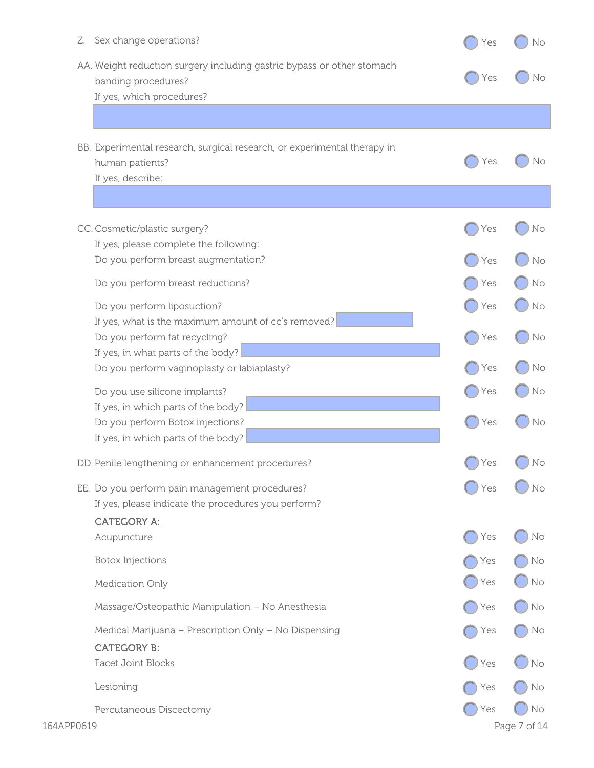Z. Sex change operations? ◯ Yes ◯ No

AA. Weight reduction surgery including gastric bypass or other stomach banding procedures? ◯ Yes ◯ No

If yes, which procedures?

BB. Experimental research, surgical research, or experimental therapy in human patients? ◯ Yes ◯ No

If yes, describe:

CC. Cosmetic/plastic surgery? ◯ Yes ◯ No

If yes, please complete the following:

Do you perform breast augmentation? ◯ Yes ◯ No

Do you perform breast reductions? ◯ Yes ◯ No

Do you perform liposuction? ◯ Yes ◯ No

If yes, what is the maximum amount of cc's removed?

Do you perform fat recycling? ◯ Yes ◯ No

If yes, in what parts of the body?

Do you perform vaginoplasty or labiaplasty? ◯ Yes ◯ No

Do you use silicone implants? ◯ Yes ◯ No

If yes, in which parts of the body?

Do you perform Botox injections? ◯ Yes ◯ No

If yes, in which parts of the body?

DD. Penile lengthening or enhancement procedures? ◯ Yes ◯ No

EE. Do you perform pain management procedures? ◯ Yes ◯ No

If yes, please indicate the procedures you perform?

<u>CATEGORY A:</u>

Acupuncture ◯ Yes ◯ No

Botox Injections ◯ Yes ◯ No

Medication Only ◯ Yes ◯ No

Massage/Osteopathic Manipulation – No Anesthesia ◯ Yes ◯ No

Medical Marijuana – Prescription Only – No Dispensing ◯ Yes ◯ No

<u>CATEGORY B:</u>

Facet Joint Blocks ◯ Yes ◯ No

Lesioning ◯ Yes ◯ No

Percutaneous Discectomy ◯ Yes ◯ No

164APP0619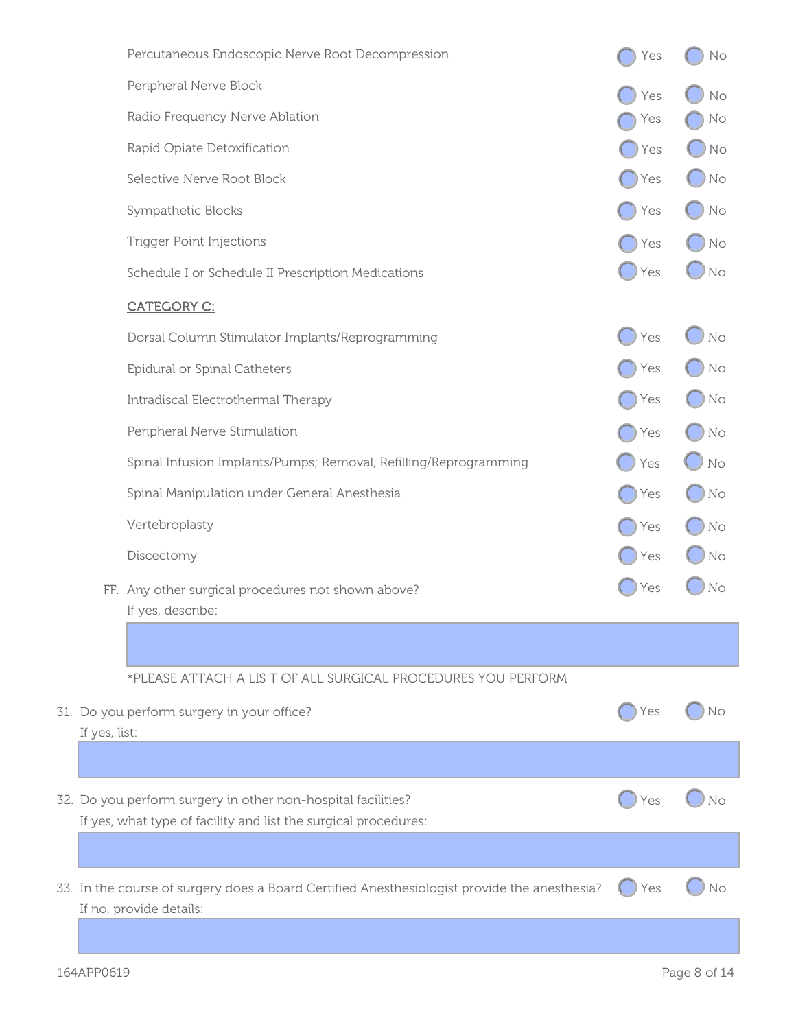Percutaneous Endoscopic Nerve Root Decompression ◯ Yes ◯ No

Peripheral Nerve Block ◯ Yes ◯ No

Radio Frequency Nerve Ablation ◯ Yes ◯ No

Rapid Opiate Detoxification ◯ Yes ◯ No

Selective Nerve Root Block ◯ Yes ◯ No

Sympathetic Blocks ◯ Yes ◯ No

Trigger Point Injections ◯ Yes ◯ No

Schedule I or Schedule II Prescription Medications ◯ Yes ◯ No

<u>CATEGORY C:</u>

Dorsal Column Stimulator Implants/Reprogramming ◯ Yes ◯ No

Epidural or Spinal Catheters ◯ Yes ◯ No

Intradiscal Electrothermal Therapy ◯ Yes ◯ No

Peripheral Nerve Stimulation ◯ Yes ◯ No

Spinal Infusion Implants/Pumps; Removal, Refilling/Reprogramming ◯ Yes ◯ No

Spinal Manipulation under General Anesthesia ◯ Yes ◯ No

Vertebroplasty ◯ Yes ◯ No

Discectomy ◯ Yes ◯ No

FF. Any other surgical procedures not shown above? ◯ Yes ◯ No
If yes, describe:

*PLEASE ATTACH A LIS T OF ALL SURGICAL PROCEDURES YOU PERFORM

31. Do you perform surgery in your office? ◯ Yes ◯ No
If yes, list:

32. Do you perform surgery in other non-hospital facilities? ◯ Yes ◯ No
If yes, what type of facility and list the surgical procedures:

33. In the course of surgery does a Board Certified Anesthesiologist provide the anesthesia? ◯ Yes ◯ No
If no, provide details:

164APP0619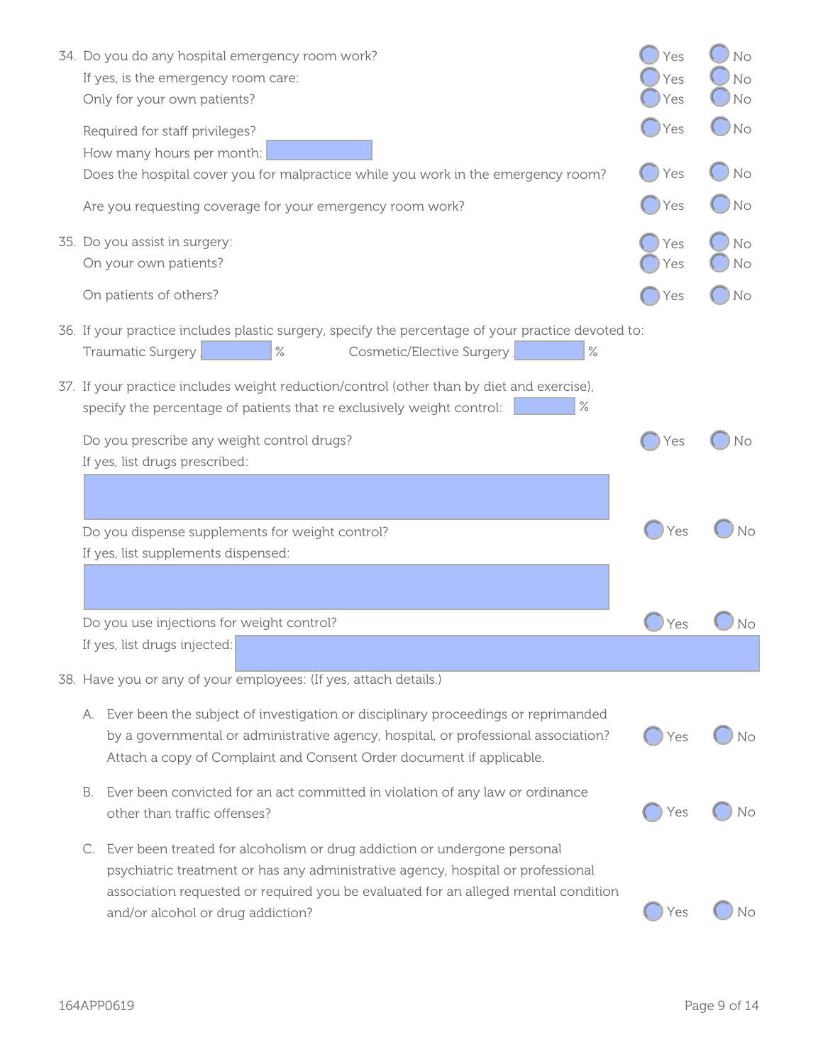34. Do you do any hospital emergency room work? ○ Yes ○ No

    If yes, is the emergency room care: ○ Yes ○ No

    Only for your own patients? ○ Yes ○ No

    Required for staff privileges? ○ Yes ○ No

    How many hours per month: \_\_\_\_\_\_\_\_

    Does the hospital cover you for malpractice while you work in the emergency room? ○ Yes ○ No

    Are you requesting coverage for your emergency room work? ○ Yes ○ No

35. Do you assist in surgery: ○ Yes ○ No

    On your own patients? ○ Yes ○ No

    On patients of others? ○ Yes ○ No

36. If your practice includes plastic surgery, specify the percentage of your practice devoted to:

    Traumatic Surgery \_\_\_\_\_\_ %    Cosmetic/Elective Surgery \_\_\_\_\_\_ %

37. If your practice includes weight reduction/control (other than by diet and exercise), specify the percentage of patients that re exclusively weight control: \_\_\_\_\_\_ %

    Do you prescribe any weight control drugs? ○ Yes ○ No

    If yes, list drugs prescribed:

    \_\_\_\_\_\_\_\_

    Do you dispense supplements for weight control? ○ Yes ○ No

    If yes, list supplements dispensed:

    \_\_\_\_\_\_\_\_

    Do you use injections for weight control? ○ Yes ○ No

    If yes, list drugs injected: \_\_\_\_\_\_\_\_

38. Have you or any of your employees: (If yes, attach details.)

    A. Ever been the subject of investigation or disciplinary proceedings or reprimanded by a governmental or administrative agency, hospital, or professional association? Attach a copy of Complaint and Consent Order document if applicable. ○ Yes ○ No

    B. Ever been convicted for an act committed in violation of any law or ordinance other than traffic offenses? ○ Yes ○ No

    C. Ever been treated for alcoholism or drug addiction or undergone personal psychiatric treatment or has any administrative agency, hospital or professional association requested or required you be evaluated for an alleged mental condition and/or alcohol or drug addiction? ○ Yes ○ No

164APP0619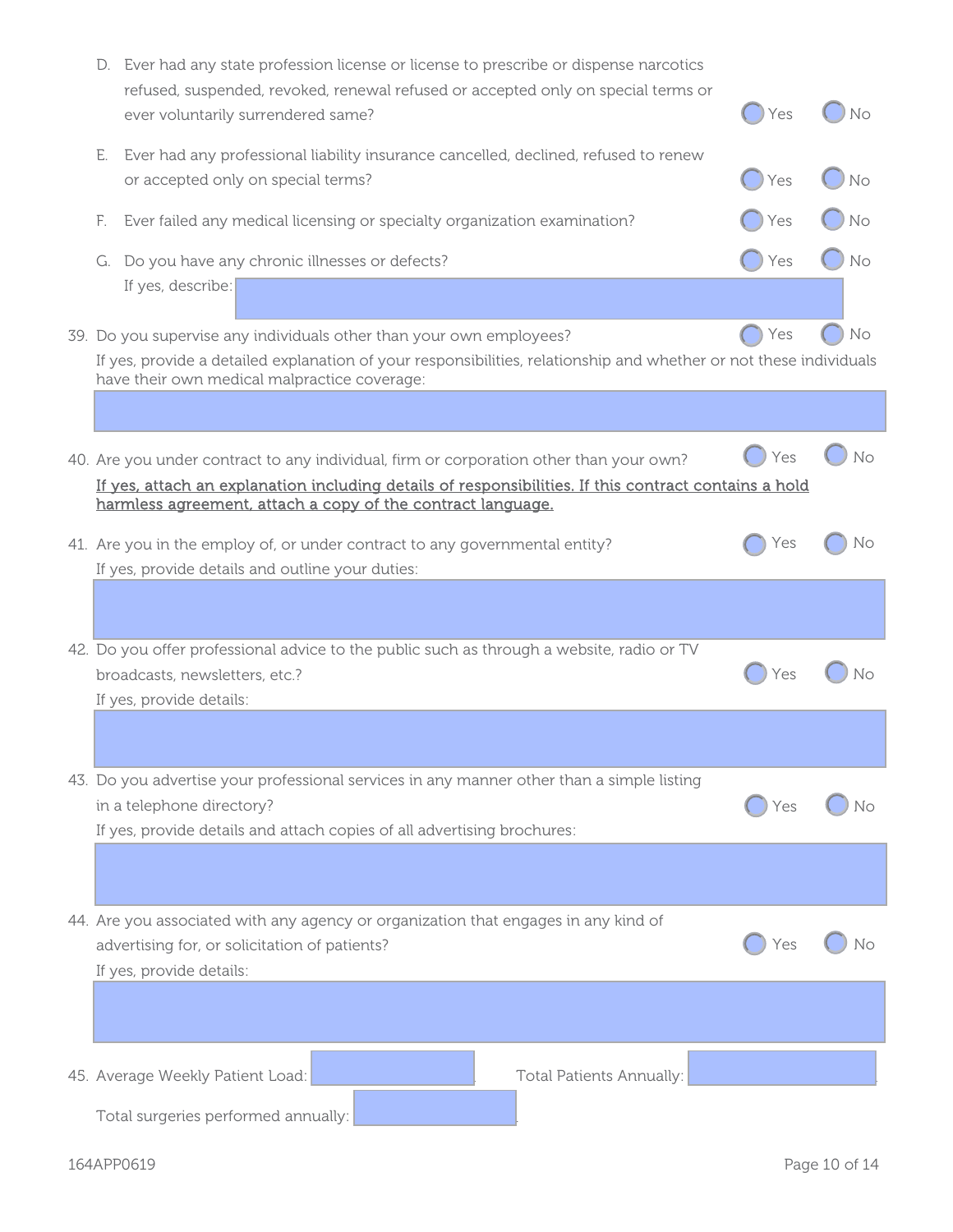D. Ever had any state profession license or license to prescribe or dispense narcotics refused, suspended, revoked, renewal refused or accepted only on special terms or ever voluntarily surrendered same? ◯ Yes ◯ No

E. Ever had any professional liability insurance cancelled, declined, refused to renew or accepted only on special terms? ◯ Yes ◯ No

F. Ever failed any medical licensing or specialty organization examination? ◯ Yes ◯ No

G. Do you have any chronic illnesses or defects? ◯ Yes ◯ No

If yes, describe: \_\_\_\_\_\_\_\_\_\_

39. Do you supervise any individuals other than your own employees? ◯ Yes ◯ No

If yes, provide a detailed explanation of your responsibilities, relationship and whether or not these individuals have their own medical malpractice coverage:

\_\_\_\_\_\_\_\_\_\_

40. Are you under contract to any individual, firm or corporation other than your own? ◯ Yes ◯ No

<u>If yes, attach an explanation including details of responsibilities. If this contract contains a hold harmless agreement, attach a copy of the contract language.</u>

41. Are you in the employ of, or under contract to any governmental entity? ◯ Yes ◯ No

If yes, provide details and outline your duties:

\_\_\_\_\_\_\_\_\_\_

42. Do you offer professional advice to the public such as through a website, radio or TV broadcasts, newsletters, etc.? ◯ Yes ◯ No

If yes, provide details:

\_\_\_\_\_\_\_\_\_\_

43. Do you advertise your professional services in any manner other than a simple listing in a telephone directory? ◯ Yes ◯ No

If yes, provide details and attach copies of all advertising brochures:

\_\_\_\_\_\_\_\_\_\_

44. Are you associated with any agency or organization that engages in any kind of advertising for, or solicitation of patients? ◯ Yes ◯ No

If yes, provide details:

\_\_\_\_\_\_\_\_\_\_

45. Average Weekly Patient Load: \_\_\_\_\_\_\_\_\_\_ Total Patients Annually: \_\_\_\_\_\_\_\_\_\_

Total surgeries performed annually: \_\_\_\_\_\_\_\_\_\_

164APP0619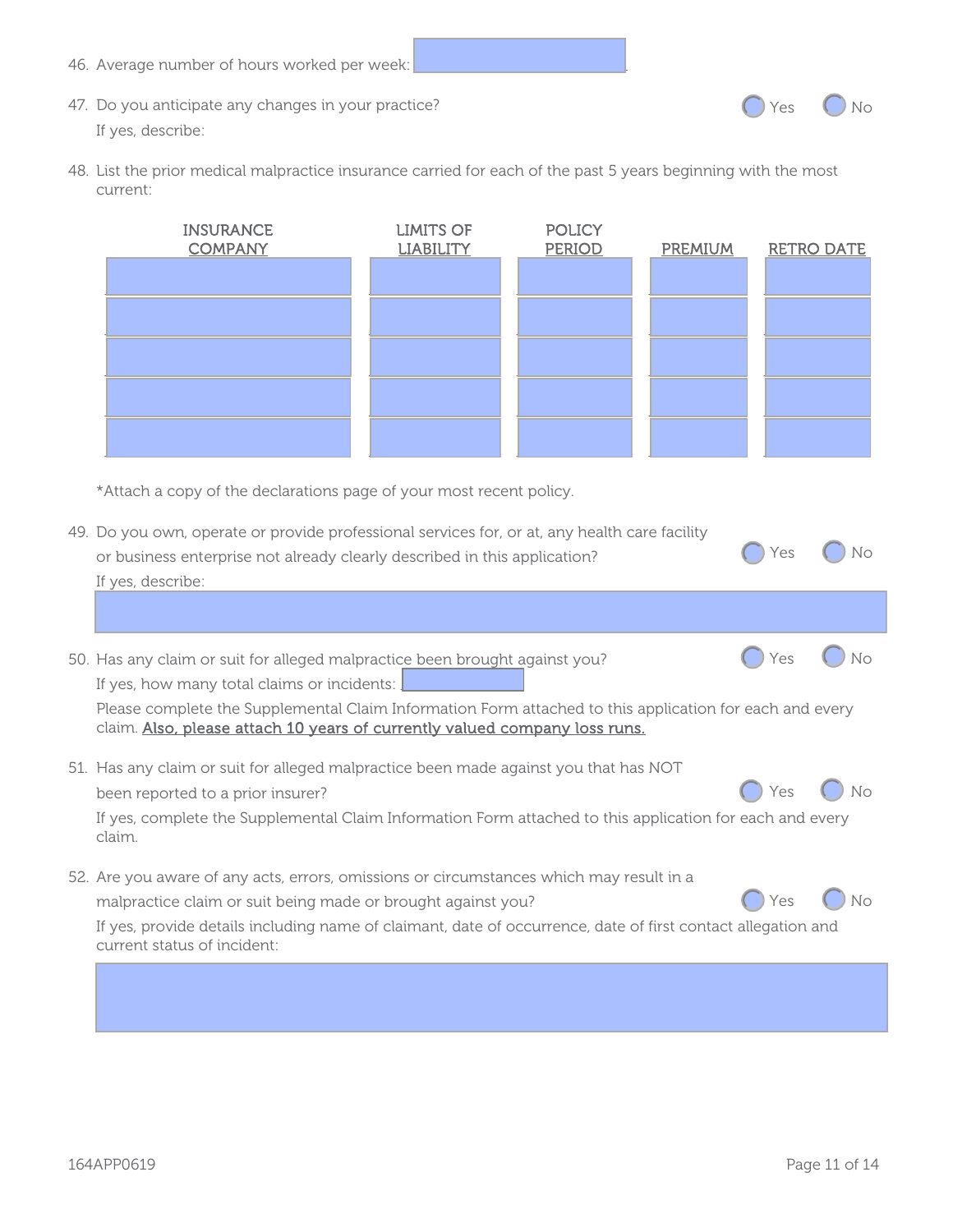46. Average number of hours worked per week: ____________

47. Do you anticipate any changes in your practice? ◯ Yes ◯ No

    If yes, describe:

48. List the prior medical malpractice insurance carried for each of the past 5 years beginning with the most current:

| INSURANCE COMPANY | LIMITS OF LIABILITY | POLICY PERIOD | PREMIUM | RETRO DATE |
|---|---|---|---|---|
| | | | | |
| | | | | |
| | | | | |
| | | | | |
| | | | | |

*Attach a copy of the declarations page of your most recent policy.

49. Do you own, operate or provide professional services for, or at, any health care facility or business enterprise not already clearly described in this application? ◯ Yes ◯ No

    If yes, describe:

50. Has any claim or suit for alleged malpractice been brought against you? ◯ Yes ◯ No

    If yes, how many total claims or incidents: ____________

    Please complete the Supplemental Claim Information Form attached to this application for each and every claim. **Also, please attach 10 years of currently valued company loss runs.**

51. Has any claim or suit for alleged malpractice been made against you that has NOT been reported to a prior insurer? ◯ Yes ◯ No

    If yes, complete the Supplemental Claim Information Form attached to this application for each and every claim.

52. Are you aware of any acts, errors, omissions or circumstances which may result in a malpractice claim or suit being made or brought against you? ◯ Yes ◯ No

    If yes, provide details including name of claimant, date of occurrence, date of first contact allegation and current status of incident:

164APP0619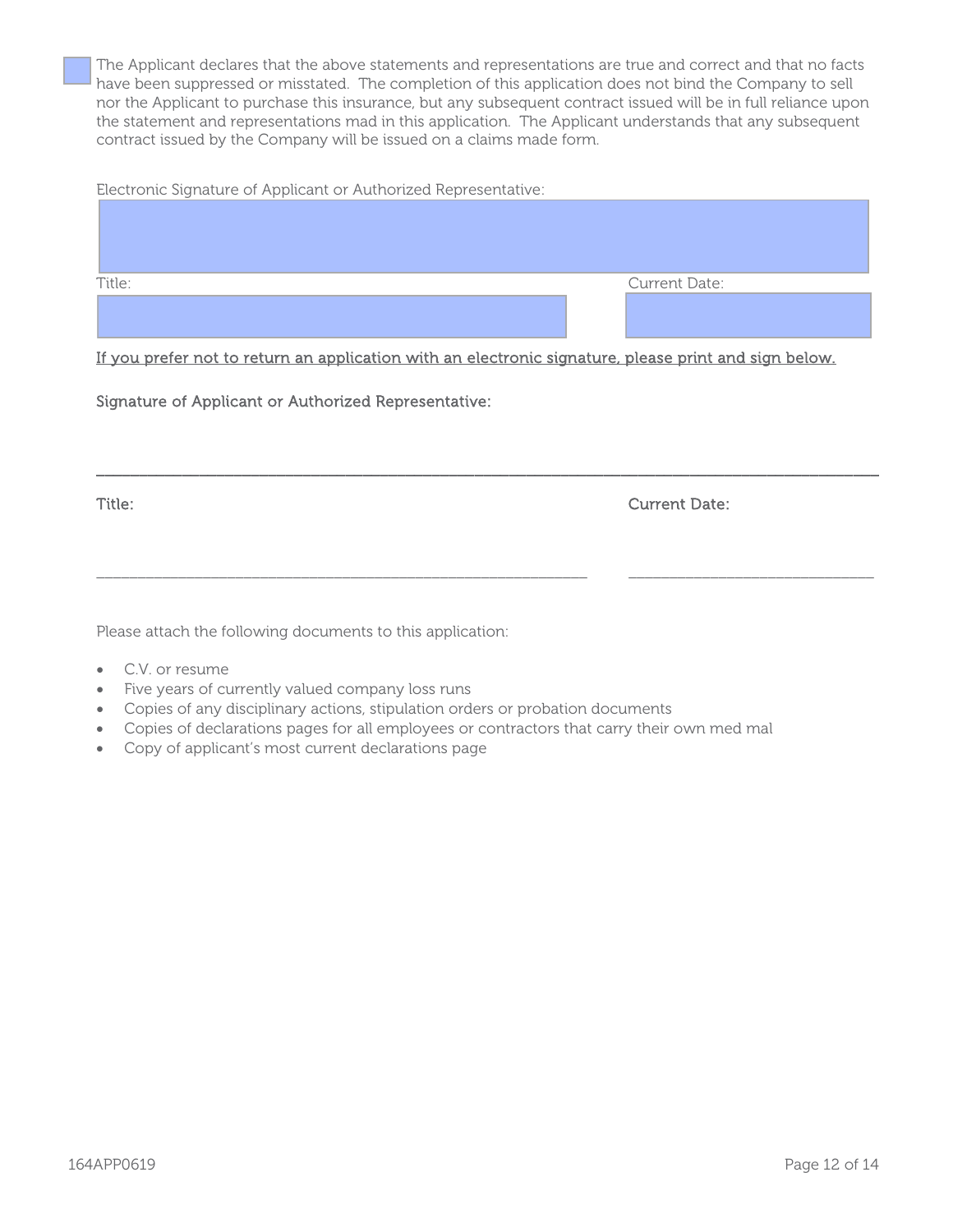☐ The Applicant declares that the above statements and representations are true and correct and that no facts have been suppressed or misstated. The completion of this application does not bind the Company to sell nor the Applicant to purchase this insurance, but any subsequent contract issued will be in full reliance upon the statement and representations mad in this application. The Applicant understands that any subsequent contract issued by the Company will be issued on a claims made form.

Electronic Signature of Applicant or Authorized Representative:

Title: &nbsp;&nbsp;&nbsp;&nbsp;&nbsp;&nbsp;&nbsp;&nbsp;&nbsp;&nbsp;&nbsp;&nbsp;&nbsp;&nbsp;&nbsp;&nbsp;&nbsp;&nbsp;&nbsp;&nbsp;&nbsp;&nbsp;&nbsp;&nbsp;&nbsp;&nbsp;&nbsp;&nbsp;&nbsp;&nbsp; Current Date:

<u>If you prefer not to return an application with an electronic signature, please print and sign below.</u>

**Signature of Applicant or Authorized Representative:**

_______________________________________________________________________________

**Title:** _____________________________________________ &nbsp;&nbsp; **Current Date:** ______________________

Please attach the following documents to this application:

- C.V. or resume
- Five years of currently valued company loss runs
- Copies of any disciplinary actions, stipulation orders or probation documents
- Copies of declarations pages for all employees or contractors that carry their own med mal
- Copy of applicant's most current declarations page

164APP0619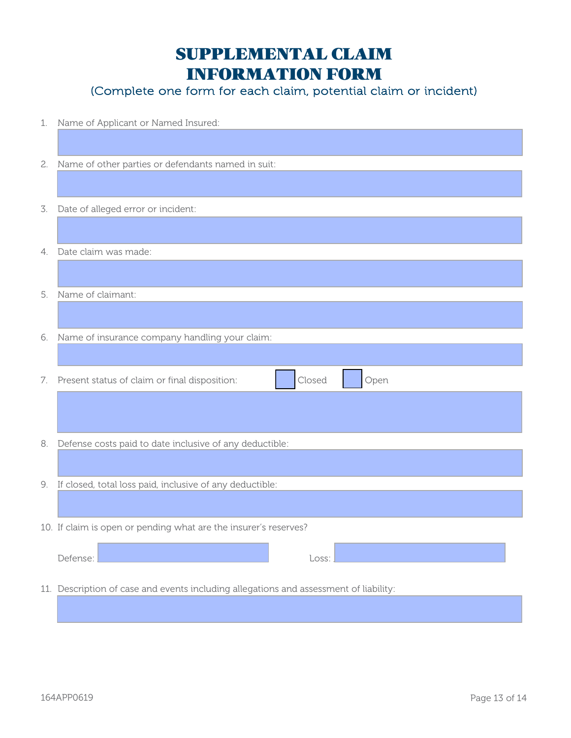# SUPPLEMENTAL CLAIM INFORMATION FORM

(Complete one form for each claim, potential claim or incident)

1. Name of Applicant or Named Insured:

2. Name of other parties or defendants named in suit:

3. Date of alleged error or incident:

4. Date claim was made:

5. Name of claimant:

6. Name of insurance company handling your claim:

7. Present status of claim or final disposition: ☐ Closed ☐ Open

8. Defense costs paid to date inclusive of any deductible:

9. If closed, total loss paid, inclusive of any deductible:

10. If claim is open or pending what are the insurer's reserves?

    Defense: Loss:

11. Description of case and events including allegations and assessment of liability:

164APP0619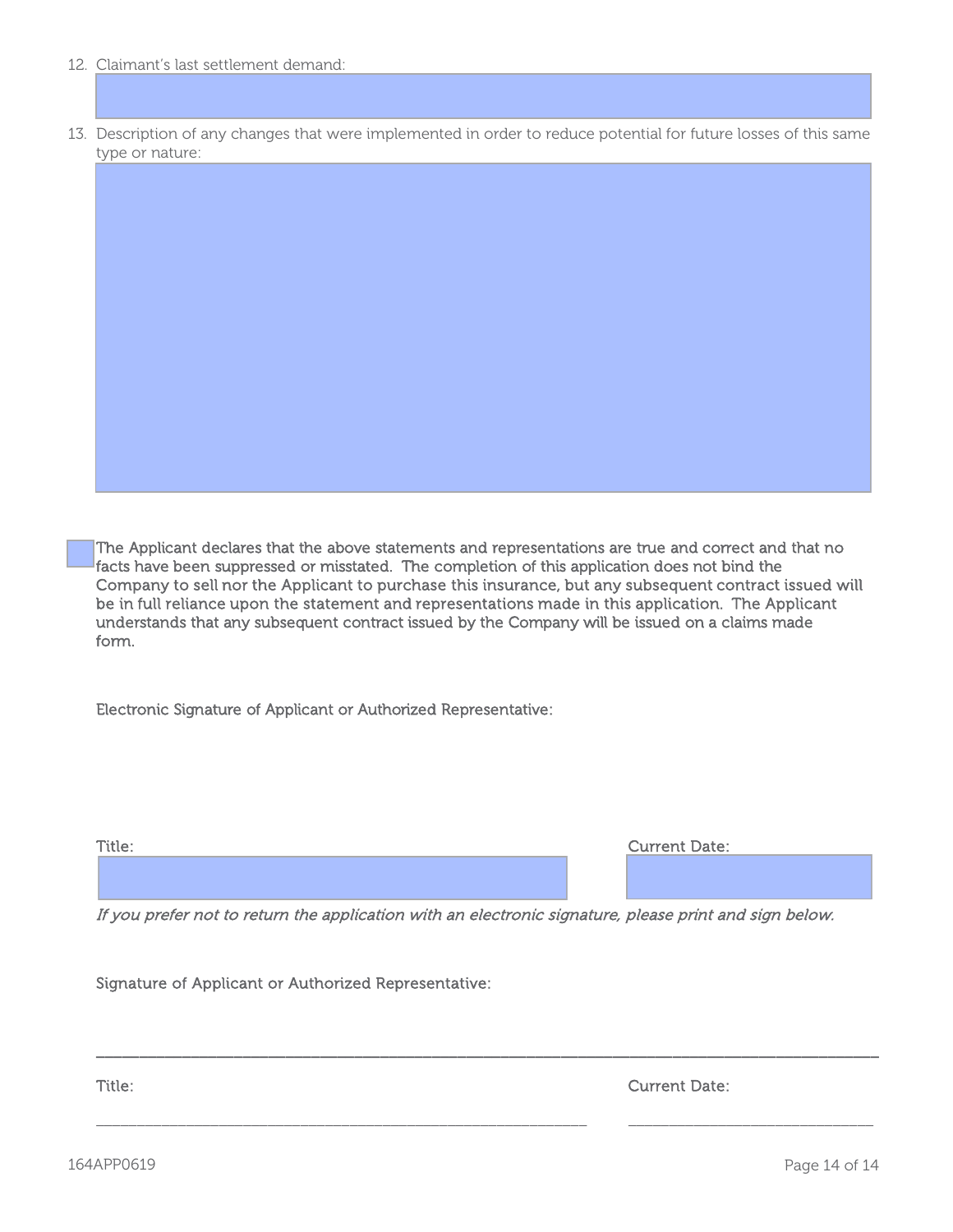12. Claimant's last settlement demand:

13. Description of any changes that were implemented in order to reduce potential for future losses of this same type or nature:

☐ The Applicant declares that the above statements and representations are true and correct and that no facts have been suppressed or misstated. The completion of this application does not bind the Company to sell nor the Applicant to purchase this insurance, but any subsequent contract issued will be in full reliance upon the statement and representations made in this application. The Applicant understands that any subsequent contract issued by the Company will be issued on a claims made form.

Electronic Signature of Applicant or Authorized Representative:

Title:

Current Date:

*If you prefer not to return the application with an electronic signature, please print and sign below.*

Signature of Applicant or Authorized Representative:

______________________________________________________________________________

Title:

______________________________________________

Current Date:

______________________

164APP0619